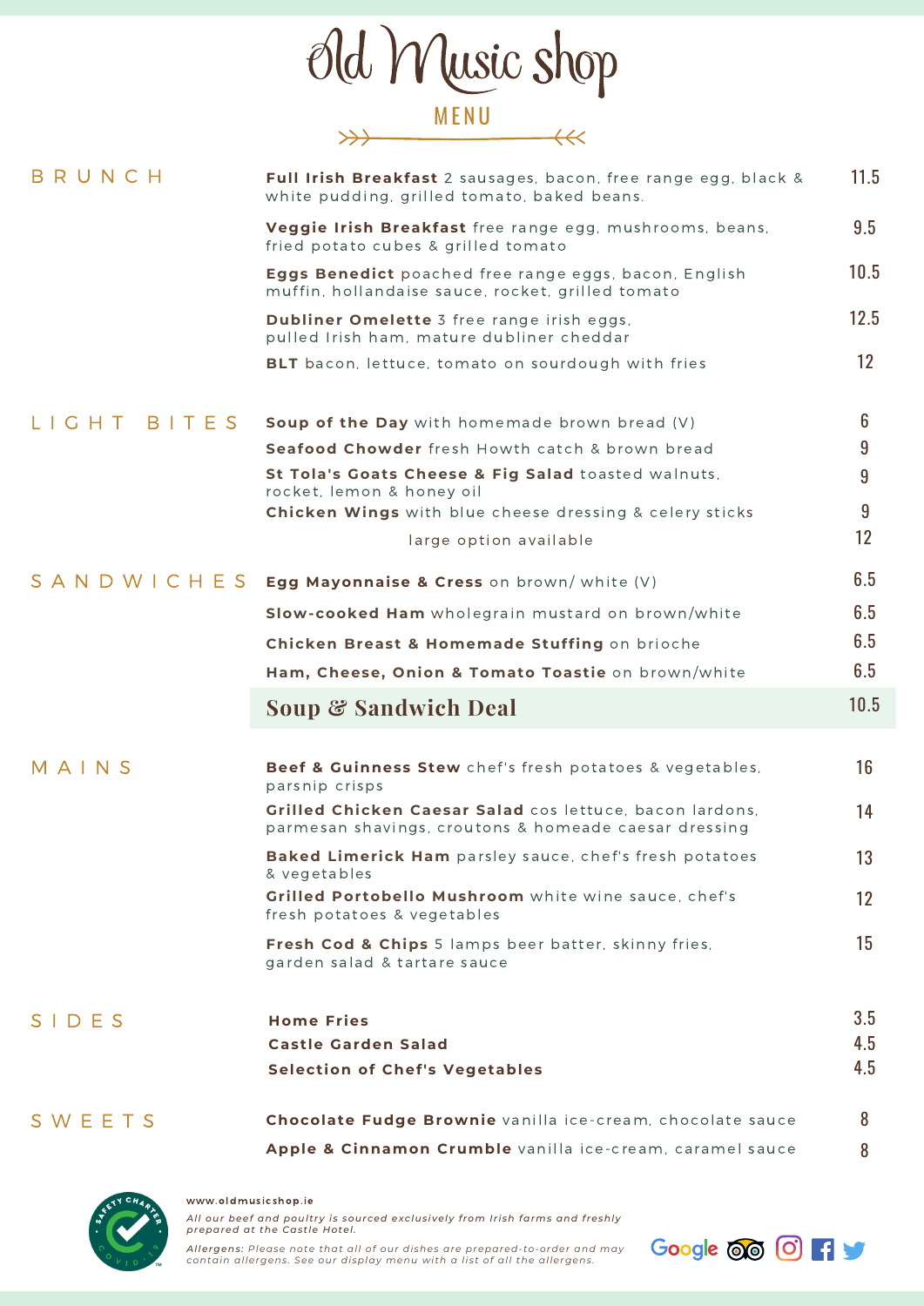# Old Music shop

## MENU

## BRUNCH

| Item | Price |
|---|---|
| **Full Irish Breakfast** 2 sausages, bacon, free range egg, black & white pudding, grilled tomato, baked beans. | 11.5 |
| **Veggie Irish Breakfast** free range egg, mushrooms, beans, fried potato cubes & grilled tomato | 9.5 |
| **Eggs Benedict** poached free range eggs, bacon, English muffin, hollandaise sauce, rocket, grilled tomato | 10.5 |
| **Dubliner Omelette** 3 free range irish eggs, pulled Irish ham, mature dubliner cheddar | 12.5 |
| **BLT** bacon, lettuce, tomato on sourdough with fries | 12 |

## LIGHT BITES

| Item | Price |
|---|---|
| **Soup of the Day** with homemade brown bread (V) | 6 |
| **Seafood Chowder** fresh Howth catch & brown bread | 9 |
| **St Tola's Goats Cheese & Fig Salad** toasted walnuts, rocket, lemon & honey oil | 9 |
| **Chicken Wings** with blue cheese dressing & celery sticks | 9 |
| large option available | 12 |

## SANDWICHES

| Item | Price |
|---|---|
| **Egg Mayonnaise & Cress** on brown/ white (V) | 6.5 |
| **Slow-cooked Ham** wholegrain mustard on brown/white | 6.5 |
| **Chicken Breast & Homemade Stuffing** on brioche | 6.5 |
| **Ham, Cheese, Onion & Tomato Toastie** on brown/white | 6.5 |
| **Soup & Sandwich Deal** | 10.5 |

## MAINS

| Item | Price |
|---|---|
| **Beef & Guinness Stew** chef's fresh potatoes & vegetables, parsnip crisps | 16 |
| **Grilled Chicken Caesar Salad** cos lettuce, bacon lardons, parmesan shavings, croutons & homeade caesar dressing | 14 |
| **Baked Limerick Ham** parsley sauce, chef's fresh potatoes & vegetables | 13 |
| **Grilled Portobello Mushroom** white wine sauce, chef's fresh potatoes & vegetables | 12 |
| **Fresh Cod & Chips** 5 lamps beer batter, skinny fries, garden salad & tartare sauce | 15 |

## SIDES

| Item | Price |
|---|---|
| **Home Fries** | 3.5 |
| **Castle Garden Salad** | 4.5 |
| **Selection of Chef's Vegetables** | 4.5 |

## SWEETS

| Item | Price |
|---|---|
| **Chocolate Fudge Brownie** vanilla ice-cream, chocolate sauce | 8 |
| **Apple & Cinnamon Crumble** vanilla ice-cream, caramel sauce | 8 |

www.oldmusicshop.ie

*All our beef and poultry is sourced exclusively from Irish farms and freshly prepared at the Castle Hotel.*

*Allergens: Please note that all of our dishes are prepared-to-order and may contain allergens. See our display menu with a list of all the allergens.*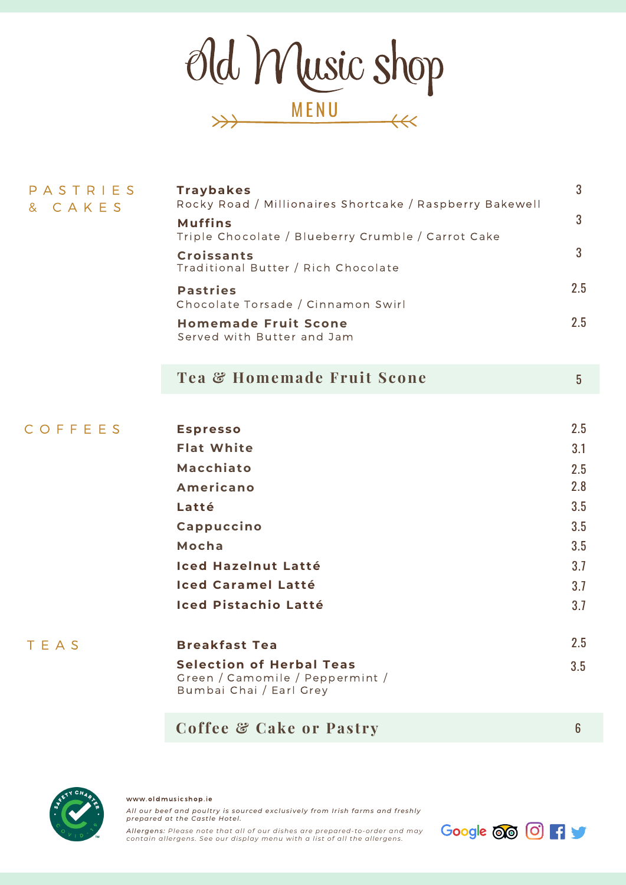# Old Music shop

## MENU

## PASTRIES & CAKES

| | | |
|---|---|---|
| **Traybakes** | Rocky Road / Millionaires Shortcake / Raspberry Bakewell | 3 |
| **Muffins** | Triple Chocolate / Blueberry Crumble / Carrot Cake | 3 |
| **Croissants** | Traditional Butter / Rich Chocolate | 3 |
| **Pastries** | Chocolate Torsade / Cinnamon Swirl | 2.5 |
| **Homemade Fruit Scone** | Served with Butter and Jam | 2.5 |

**Tea & Homemade Fruit Scone** — 5

## COFFEES

| | |
|---|---|
| **Espresso** | 2.5 |
| **Flat White** | 3.1 |
| **Macchiato** | 2.5 |
| **Americano** | 2.8 |
| **Latté** | 3.5 |
| **Cappuccino** | 3.5 |
| **Mocha** | 3.5 |
| **Iced Hazelnut Latté** | 3.7 |
| **Iced Caramel Latté** | 3.7 |
| **Iced Pistachio Latté** | 3.7 |

## TEAS

| | | |
|---|---|---|
| **Breakfast Tea** | | 2.5 |
| **Selection of Herbal Teas** | Green / Camomile / Peppermint / Bumbai Chai / Earl Grey | 3.5 |

**Coffee & Cake or Pastry** — 6

www.oldmusicshop.ie

*All our beef and poultry is sourced exclusively from Irish farms and freshly prepared at the Castle Hotel.*

*Allergens: Please note that all of our dishes are prepared-to-order and may contain allergens. See our display menu with a list of all the allergens.*